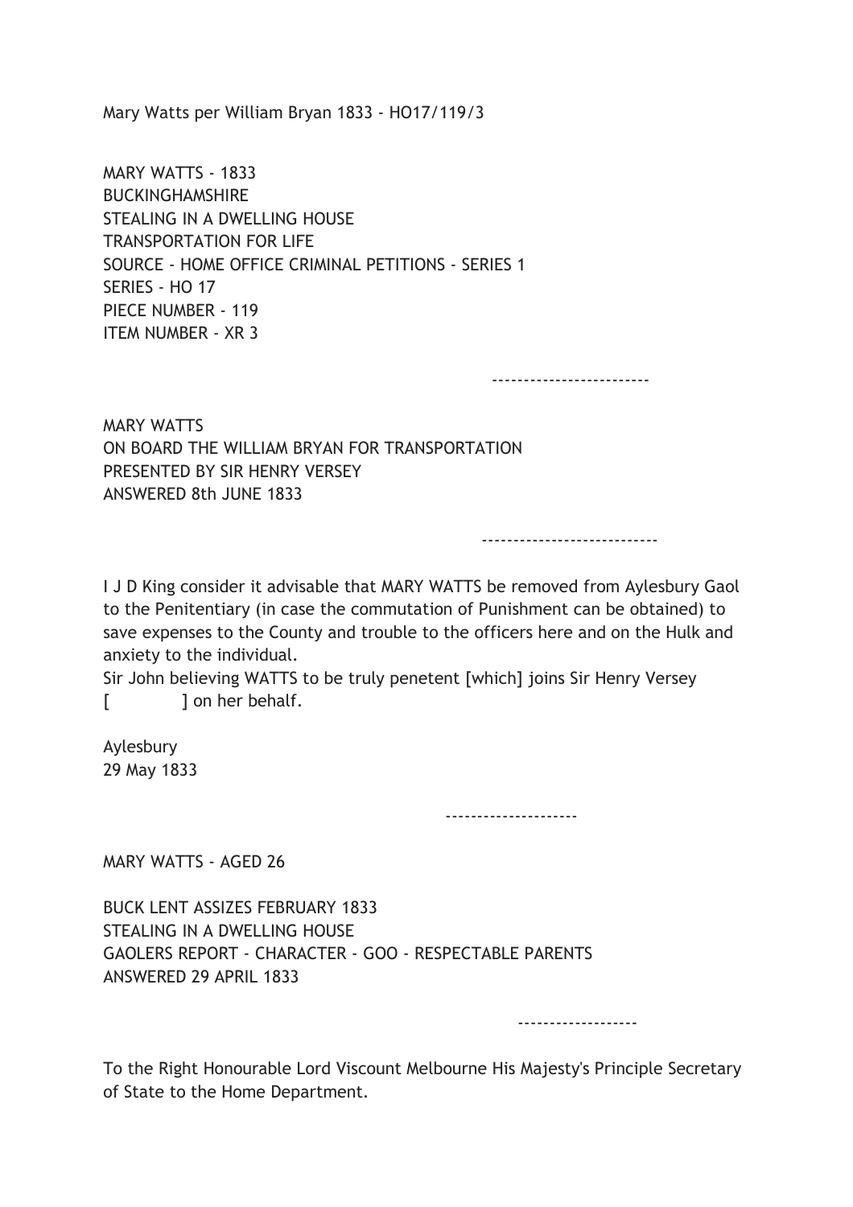Mary Watts per William Bryan 1833 - HO17/119/3

MARY WATTS - 1833
BUCKINGHAMSHIRE
STEALING IN A DWELLING HOUSE
TRANSPORTATION FOR LIFE
SOURCE - HOME OFFICE CRIMINAL PETITIONS - SERIES 1
SERIES - HO 17
PIECE NUMBER - 119
ITEM NUMBER - XR 3

-------------------------

MARY WATTS
ON BOARD THE WILLIAM BRYAN FOR TRANSPORTATION
PRESENTED BY SIR HENRY VERSEY
ANSWERED 8th JUNE 1833

----------------------------

I J D King consider it advisable that MARY WATTS be removed from Aylesbury Gaol to the Penitentiary (in case the commutation of Punishment can be obtained) to save expenses to the County and trouble to the officers here and on the Hulk and anxiety to the individual.
Sir John believing WATTS to be truly penetent [which] joins Sir Henry Versey [ ] on her behalf.

Aylesbury
29 May 1833

---------------------

MARY WATTS - AGED 26

BUCK LENT ASSIZES FEBRUARY 1833
STEALING IN A DWELLING HOUSE
GAOLERS REPORT - CHARACTER - GOO - RESPECTABLE PARENTS
ANSWERED 29 APRIL 1833

-------------------

To the Right Honourable Lord Viscount Melbourne His Majesty's Principle Secretary of State to the Home Department.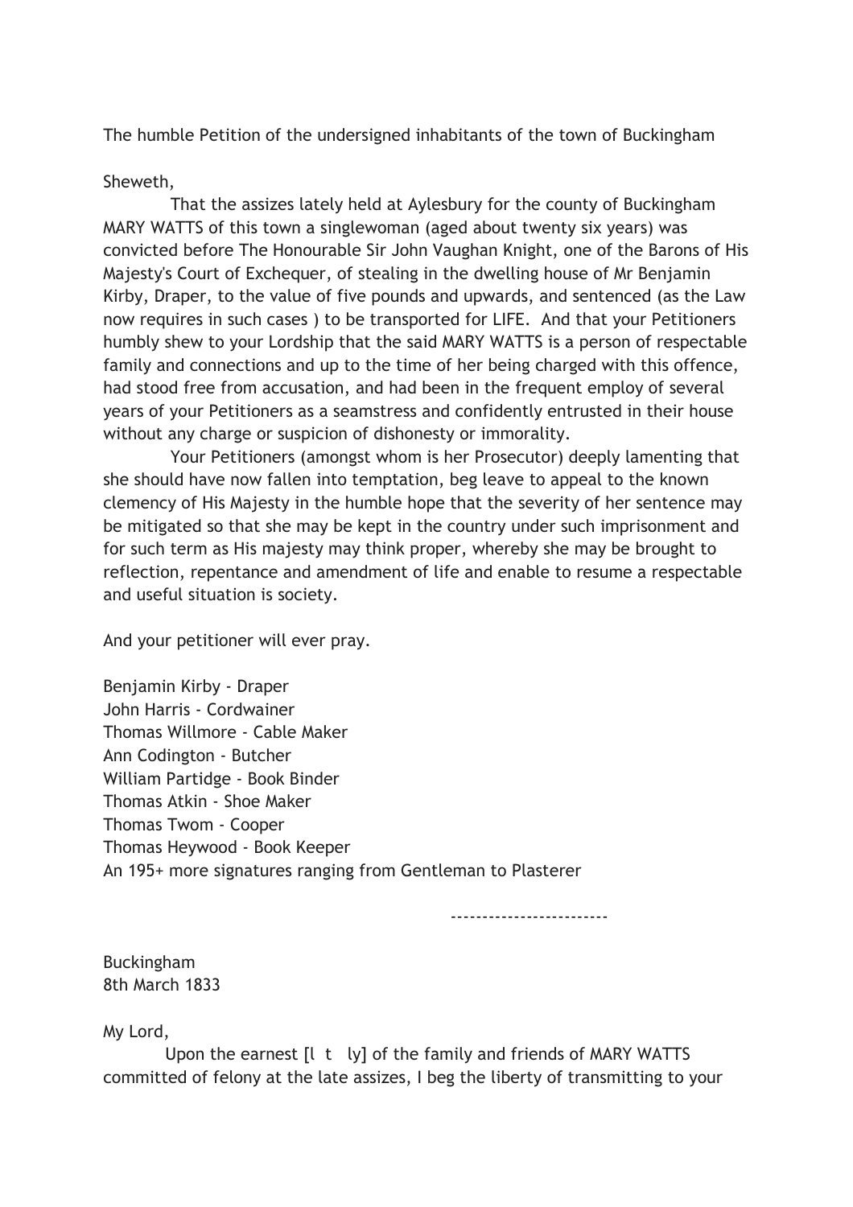The humble Petition of the undersigned inhabitants of the town of Buckingham

Sheweth,

That the assizes lately held at Aylesbury for the county of Buckingham MARY WATTS of this town a singlewoman (aged about twenty six years) was convicted before The Honourable Sir John Vaughan Knight, one of the Barons of His Majesty's Court of Exchequer, of stealing in the dwelling house of Mr Benjamin Kirby, Draper, to the value of five pounds and upwards, and sentenced (as the Law now requires in such cases ) to be transported for LIFE. And that your Petitioners humbly shew to your Lordship that the said MARY WATTS is a person of respectable family and connections and up to the time of her being charged with this offence, had stood free from accusation, and had been in the frequent employ of several years of your Petitioners as a seamstress and confidently entrusted in their house without any charge or suspicion of dishonesty or immorality.

Your Petitioners (amongst whom is her Prosecutor) deeply lamenting that she should have now fallen into temptation, beg leave to appeal to the known clemency of His Majesty in the humble hope that the severity of her sentence may be mitigated so that she may be kept in the country under such imprisonment and for such term as His majesty may think proper, whereby she may be brought to reflection, repentance and amendment of life and enable to resume a respectable and useful situation is society.

And your petitioner will ever pray.

Benjamin Kirby - Draper
John Harris - Cordwainer
Thomas Willmore - Cable Maker
Ann Codington - Butcher
William Partidge - Book Binder
Thomas Atkin - Shoe Maker
Thomas Twom - Cooper
Thomas Heywood - Book Keeper
An 195+ more signatures ranging from Gentleman to Plasterer

------------------------

Buckingham
8th March 1833

My Lord,

Upon the earnest [l t ly] of the family and friends of MARY WATTS committed of felony at the late assizes, I beg the liberty of transmitting to your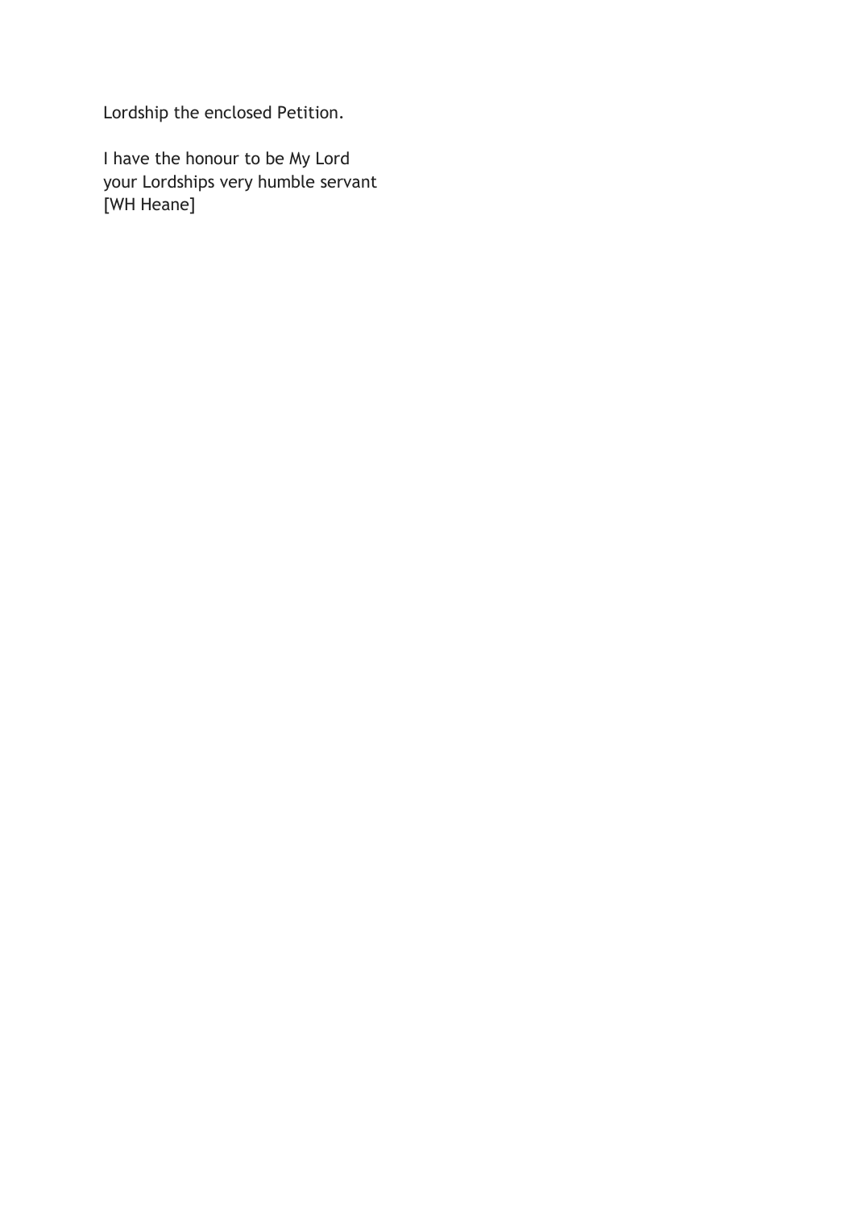Lordship the enclosed Petition.

I have the honour to be My Lord
your Lordships very humble servant
[WH Heane]